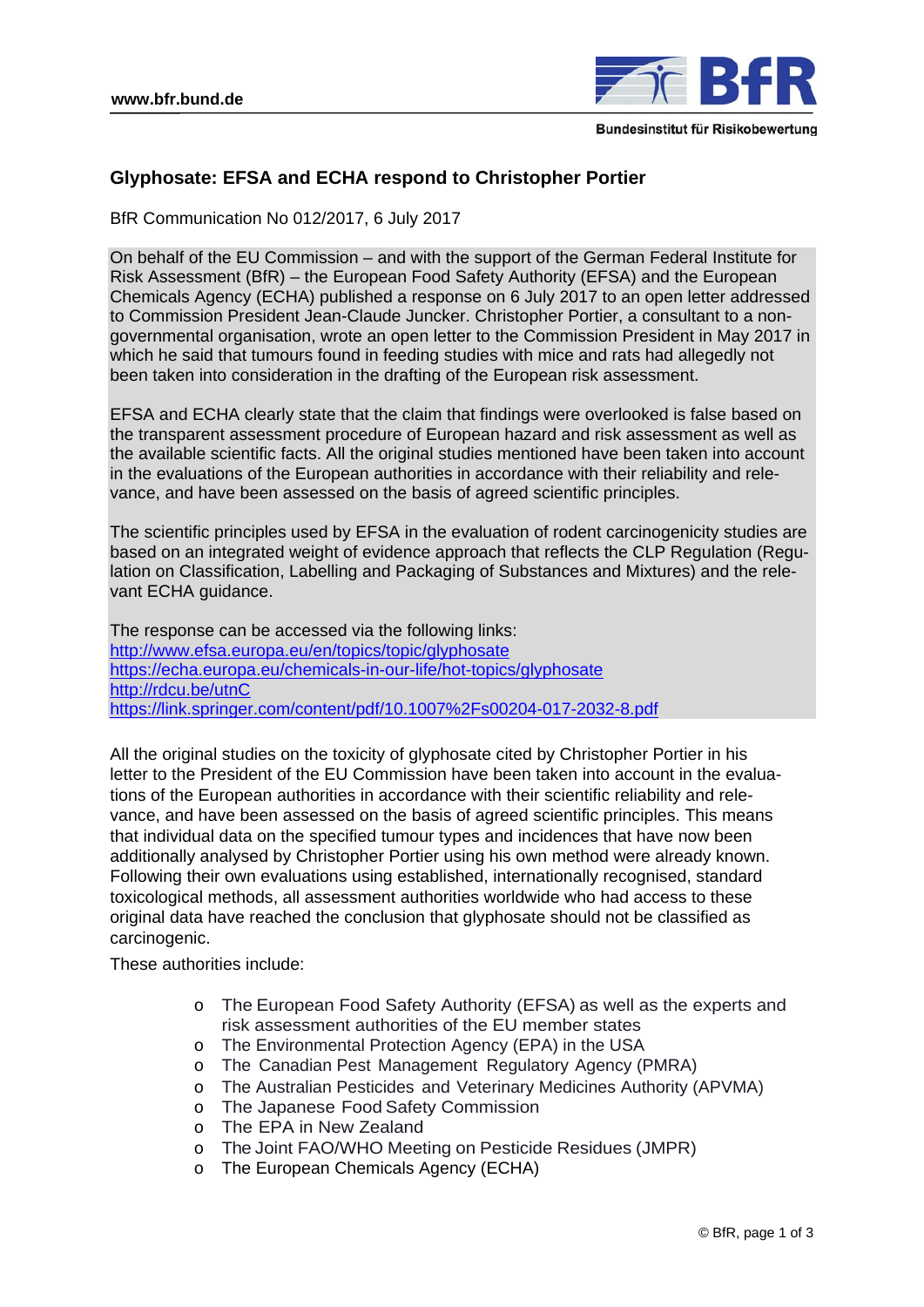# Glyphosate: EFSA and ECHA respond to Christopher Portier

BfR Communication No 012/2017, 6 July 2017

On behalf of the EU Commission – and with the support of the German Federal Institute for Risk Assessment (BfR) – the European Food Safety Authority (EFSA) and the European Chemicals Agency (ECHA) published a response on 6 July 2017 to an open letter addressed to Commission President Jean-Claude Juncker. Christopher Portier, a consultant to a non-governmental organisation, wrote an open letter to the Commission President in May 2017 in which he said that tumours found in feeding studies with mice and rats had allegedly not been taken into consideration in the drafting of the European risk assessment.

EFSA and ECHA clearly state that the claim that findings were overlooked is false based on the transparent assessment procedure of European hazard and risk assessment as well as the available scientific facts. All the original studies mentioned have been taken into account in the evaluations of the European authorities in accordance with their reliability and relevance, and have been assessed on the basis of agreed scientific principles.

The scientific principles used by EFSA in the evaluation of rodent carcinogenicity studies are based on an integrated weight of evidence approach that reflects the CLP Regulation (Regulation on Classification, Labelling and Packaging of Substances and Mixtures) and the relevant ECHA guidance.

The response can be accessed via the following links:
http://www.efsa.europa.eu/en/topics/topic/glyphosate
https://echa.europa.eu/chemicals-in-our-life/hot-topics/glyphosate
http://rdcu.be/utnC
https://link.springer.com/content/pdf/10.1007%2Fs00204-017-2032-8.pdf

All the original studies on the toxicity of glyphosate cited by Christopher Portier in his letter to the President of the EU Commission have been taken into account in the evaluations of the European authorities in accordance with their scientific reliability and relevance, and have been assessed on the basis of agreed scientific principles. This means that individual data on the specified tumour types and incidences that have now been additionally analysed by Christopher Portier using his own method were already known. Following their own evaluations using established, internationally recognised, standard toxicological methods, all assessment authorities worldwide who had access to these original data have reached the conclusion that glyphosate should not be classified as carcinogenic.

These authorities include:

- The European Food Safety Authority (EFSA) as well as the experts and risk assessment authorities of the EU member states
- The Environmental Protection Agency (EPA) in the USA
- The Canadian Pest Management Regulatory Agency (PMRA)
- The Australian Pesticides and Veterinary Medicines Authority (APVMA)
- The Japanese Food Safety Commission
- The EPA in New Zealand
- The Joint FAO/WHO Meeting on Pesticide Residues (JMPR)
- The European Chemicals Agency (ECHA)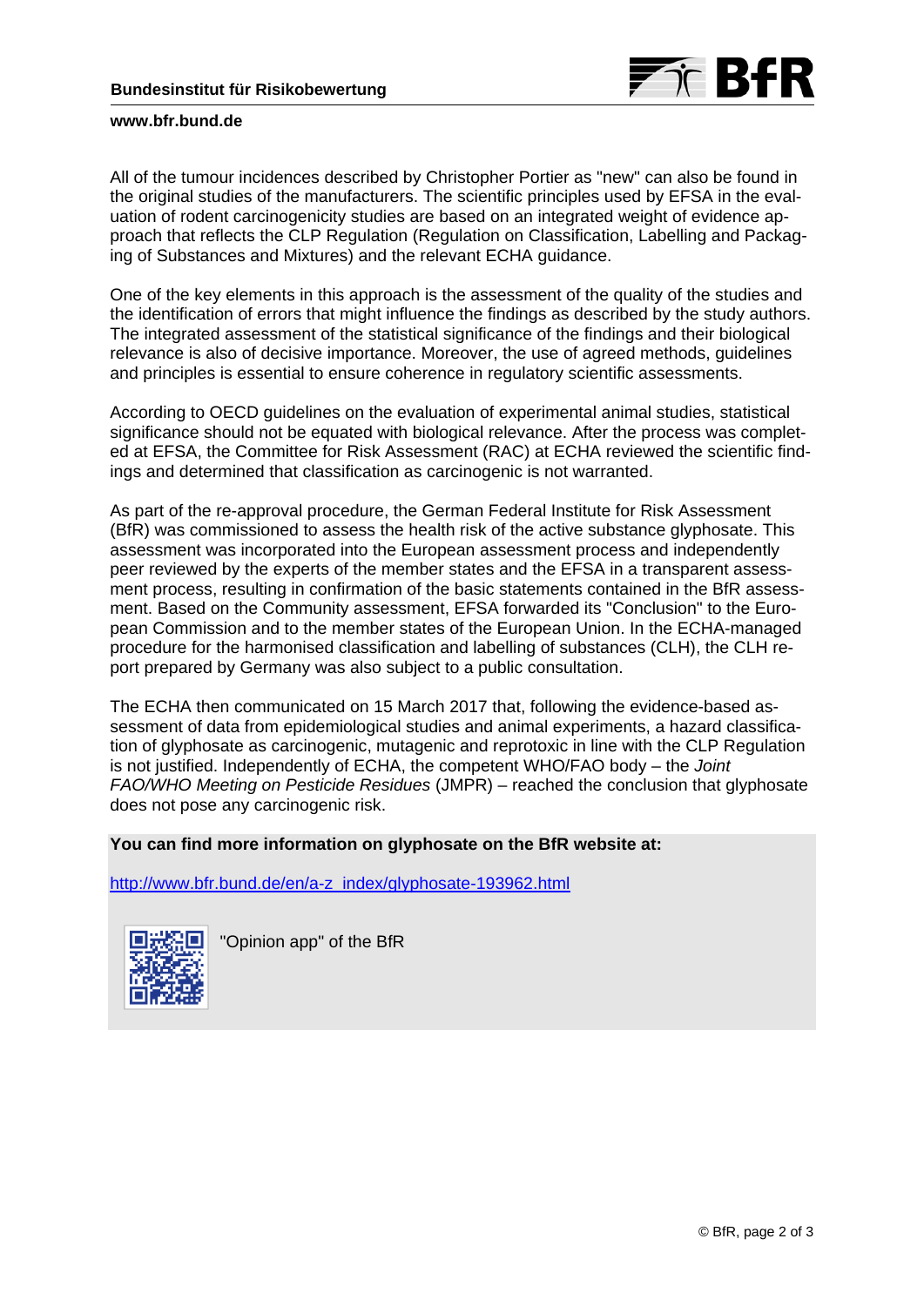All of the tumour incidences described by Christopher Portier as "new" can also be found in the original studies of the manufacturers. The scientific principles used by EFSA in the evaluation of rodent carcinogenicity studies are based on an integrated weight of evidence approach that reflects the CLP Regulation (Regulation on Classification, Labelling and Packaging of Substances and Mixtures) and the relevant ECHA guidance.

One of the key elements in this approach is the assessment of the quality of the studies and the identification of errors that might influence the findings as described by the study authors. The integrated assessment of the statistical significance of the findings and their biological relevance is also of decisive importance. Moreover, the use of agreed methods, guidelines and principles is essential to ensure coherence in regulatory scientific assessments.

According to OECD guidelines on the evaluation of experimental animal studies, statistical significance should not be equated with biological relevance. After the process was completed at EFSA, the Committee for Risk Assessment (RAC) at ECHA reviewed the scientific findings and determined that classification as carcinogenic is not warranted.

As part of the re-approval procedure, the German Federal Institute for Risk Assessment (BfR) was commissioned to assess the health risk of the active substance glyphosate. This assessment was incorporated into the European assessment process and independently peer reviewed by the experts of the member states and the EFSA in a transparent assessment process, resulting in confirmation of the basic statements contained in the BfR assessment. Based on the Community assessment, EFSA forwarded its "Conclusion" to the European Commission and to the member states of the European Union. In the ECHA-managed procedure for the harmonised classification and labelling of substances (CLH), the CLH report prepared by Germany was also subject to a public consultation.

The ECHA then communicated on 15 March 2017 that, following the evidence-based assessment of data from epidemiological studies and animal experiments, a hazard classification of glyphosate as carcinogenic, mutagenic and reprotoxic in line with the CLP Regulation is not justified. Independently of ECHA, the competent WHO/FAO body – the *Joint FAO/WHO Meeting on Pesticide Residues* (JMPR) – reached the conclusion that glyphosate does not pose any carcinogenic risk.

**You can find more information on glyphosate on the BfR website at:**

http://www.bfr.bund.de/en/a-z_index/glyphosate-193962.html

"Opinion app" of the BfR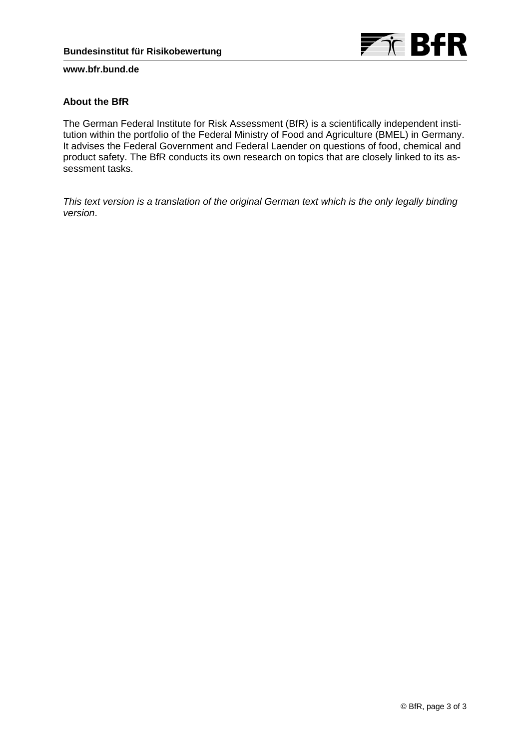## About the BfR

The German Federal Institute for Risk Assessment (BfR) is a scientifically independent institution within the portfolio of the Federal Ministry of Food and Agriculture (BMEL) in Germany. It advises the Federal Government and Federal Laender on questions of food, chemical and product safety. The BfR conducts its own research on topics that are closely linked to its assessment tasks.

*This text version is a translation of the original German text which is the only legally binding version*.